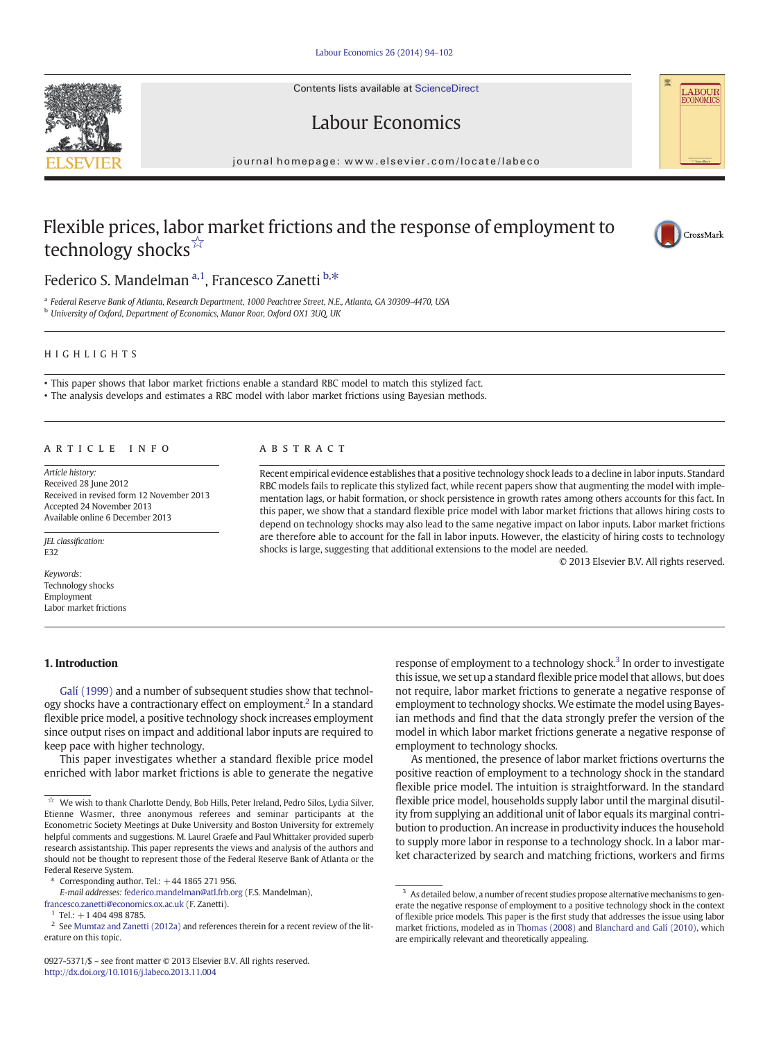# Flexible prices, labor market frictions and the response of employment to technology shocks☆

Federico S. Mandelman [a,1], Francesco Zanetti [b,*]

[a] Federal Reserve Bank of Atlanta, Research Department, 1000 Peachtree Street, N.E., Atlanta, GA 30309-4470, USA
[b] University of Oxford, Department of Economics, Manor Roar, Oxford OX1 3UQ, UK

## HIGHLIGHTS

- This paper shows that labor market frictions enable a standard RBC model to match this stylized fact.
- The analysis develops and estimates a RBC model with labor market frictions using Bayesian methods.

## ARTICLE INFO

*Article history:*
Received 28 June 2012
Received in revised form 12 November 2013
Accepted 24 November 2013
Available online 6 December 2013

*JEL classification:*
E32

*Keywords:*
Technology shocks
Employment
Labor market frictions

## ABSTRACT

Recent empirical evidence establishes that a positive technology shock leads to a decline in labor inputs. Standard RBC models fails to replicate this stylized fact, while recent papers show that augmenting the model with implementation lags, or habit formation, or shock persistence in growth rates among others accounts for this fact. In this paper, we show that a standard flexible price model with labor market frictions that allows hiring costs to depend on technology shocks may also lead to the same negative impact on labor inputs. Labor market frictions are therefore able to account for the fall in labor inputs. However, the elasticity of hiring costs to technology shocks is large, suggesting that additional extensions to the model are needed.

© 2013 Elsevier B.V. All rights reserved.

## 1. Introduction

Galí (1999) and a number of subsequent studies show that technology shocks have a contractionary effect on employment.[2] In a standard flexible price model, a positive technology shock increases employment since output rises on impact and additional labor inputs are required to keep pace with higher technology.

This paper investigates whether a standard flexible price model enriched with labor market frictions is able to generate the negative response of employment to a technology shock.[3] In order to investigate this issue, we set up a standard flexible price model that allows, but does not require, labor market frictions to generate a negative response of employment to technology shocks. We estimate the model using Bayesian methods and find that the data strongly prefer the version of the model in which labor market frictions generate a negative response of employment to technology shocks.

As mentioned, the presence of labor market frictions overturns the positive reaction of employment to a technology shock in the standard flexible price model. The intuition is straightforward. In the standard flexible price model, households supply labor until the marginal disutility from supplying an additional unit of labor equals its marginal contribution to production. An increase in productivity induces the household to supply more labor in response to a technology shock. In a labor market characterized by search and matching frictions, workers and firms

---

☆ We wish to thank Charlotte Dendy, Bob Hills, Peter Ireland, Pedro Silos, Lydia Silver, Etienne Wasmer, three anonymous referees and seminar participants at the Econometric Society Meetings at Duke University and Boston University for extremely helpful comments and suggestions. M. Laurel Graefe and Paul Whittaker provided superb research assistantship. This paper represents the views and analysis of the authors and should not be thought to represent those of the Federal Reserve Bank of Atlanta or the Federal Reserve System.

\* Corresponding author. Tel.: +44 1865 271 956.
E-mail addresses: federico.mandelman@atl.frb.org (F.S. Mandelman), francesco.zanetti@economics.ox.ac.uk (F. Zanetti).

[1] Tel.: +1 404 498 8785.

[2] See Mumtaz and Zanetti (2012a) and references therein for a recent review of the literature on this topic.

[3] As detailed below, a number of recent studies propose alternative mechanisms to generate the negative response of employment to a positive technology shock in the context of flexible price models. This paper is the first study that addresses the issue using labor market frictions, modeled as in Thomas (2008) and Blanchard and Galí (2010), which are empirically relevant and theoretically appealing.

0927-5371/$ – see front matter © 2013 Elsevier B.V. All rights reserved.
http://dx.doi.org/10.1016/j.labeco.2013.11.004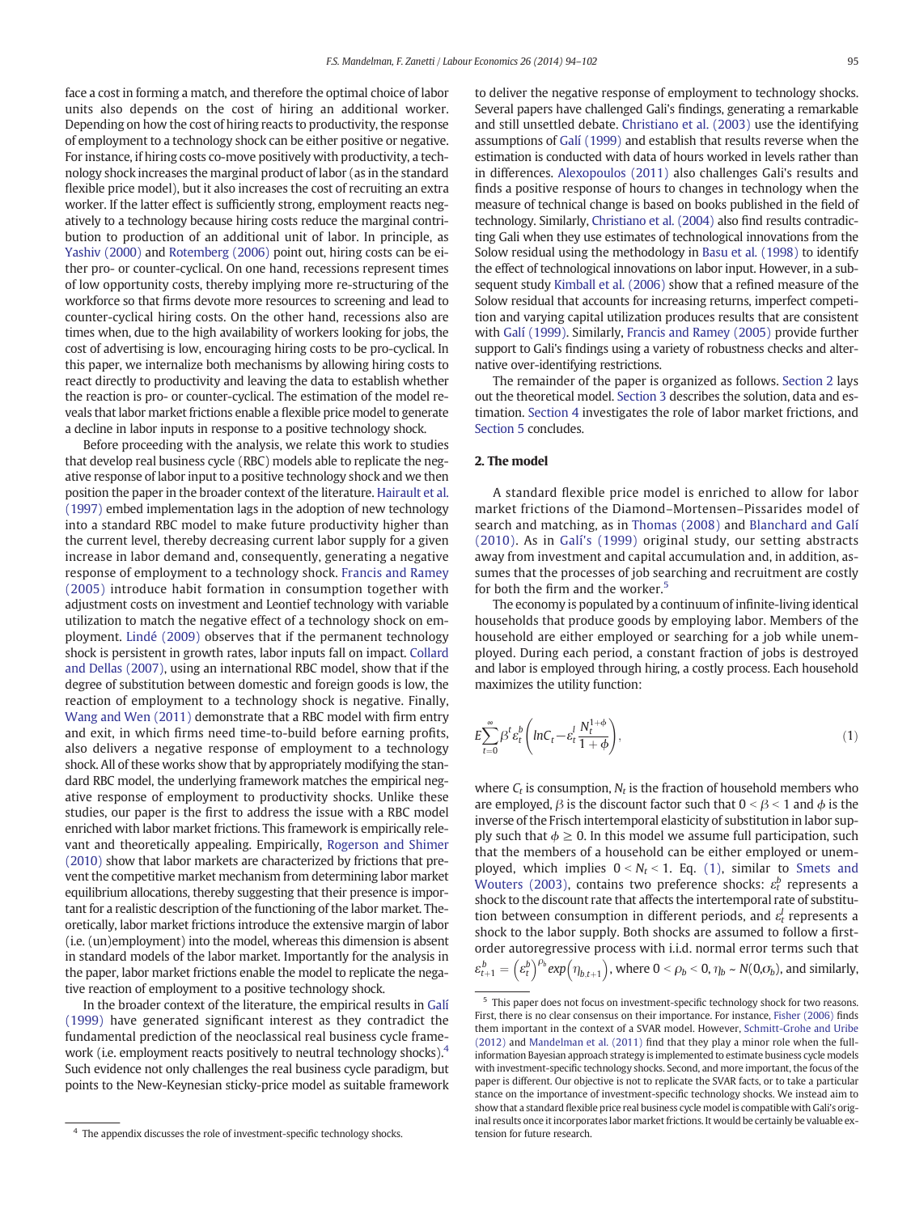face a cost in forming a match, and therefore the optimal choice of labor units also depends on the cost of hiring an additional worker. Depending on how the cost of hiring reacts to productivity, the response of employment to a technology shock can be either positive or negative. For instance, if hiring costs co-move positively with productivity, a technology shock increases the marginal product of labor (as in the standard flexible price model), but it also increases the cost of recruiting an extra worker. If the latter effect is sufficiently strong, employment reacts negatively to a technology because hiring costs reduce the marginal contribution to production of an additional unit of labor. In principle, as Yashiv (2000) and Rotemberg (2006) point out, hiring costs can be either pro- or counter-cyclical. On one hand, recessions represent times of low opportunity costs, thereby implying more re-structuring of the workforce so that firms devote more resources to screening and lead to counter-cyclical hiring costs. On the other hand, recessions also are times when, due to the high availability of workers looking for jobs, the cost of advertising is low, encouraging hiring costs to be pro-cyclical. In this paper, we internalize both mechanisms by allowing hiring costs to react directly to productivity and leaving the data to establish whether the reaction is pro- or counter-cyclical. The estimation of the model reveals that labor market frictions enable a flexible price model to generate a decline in labor inputs in response to a positive technology shock.

Before proceeding with the analysis, we relate this work to studies that develop real business cycle (RBC) models able to replicate the negative response of labor input to a positive technology shock and we then position the paper in the broader context of the literature. Hairault et al. (1997) embed implementation lags in the adoption of new technology into a standard RBC model to make future productivity higher than the current level, thereby decreasing current labor supply for a given increase in labor demand and, consequently, generating a negative response of employment to a technology shock. Francis and Ramey (2005) introduce habit formation in consumption together with adjustment costs on investment and Leontief technology with variable utilization to match the negative effect of a technology shock on employment. Lindé (2009) observes that if the permanent technology shock is persistent in growth rates, labor inputs fall on impact. Collard and Dellas (2007), using an international RBC model, show that if the degree of substitution between domestic and foreign goods is low, the reaction of employment to a technology shock is negative. Finally, Wang and Wen (2011) demonstrate that a RBC model with firm entry and exit, in which firms need time-to-build before earning profits, also delivers a negative response of employment to a technology shock. All of these works show that by appropriately modifying the standard RBC model, the underlying framework matches the empirical negative response of employment to productivity shocks. Unlike these studies, our paper is the first to address the issue with a RBC model enriched with labor market frictions. This framework is empirically relevant and theoretically appealing. Empirically, Rogerson and Shimer (2010) show that labor markets are characterized by frictions that prevent the competitive market mechanism from determining labor market equilibrium allocations, thereby suggesting that their presence is important for a realistic description of the functioning of the labor market. Theoretically, labor market frictions introduce the extensive margin of labor (i.e. (un)employment) into the model, whereas this dimension is absent in standard models of the labor market. Importantly for the analysis in the paper, labor market frictions enable the model to replicate the negative reaction of employment to a positive technology shock.

In the broader context of the literature, the empirical results in Galí (1999) have generated significant interest as they contradict the fundamental prediction of the neoclassical real business cycle framework (i.e. employment reacts positively to neutral technology shocks).[4] Such evidence not only challenges the real business cycle paradigm, but points to the New-Keynesian sticky-price model as suitable framework to deliver the negative response of employment to technology shocks. Several papers have challenged Galí's findings, generating a remarkable and still unsettled debate. Christiano et al. (2003) use the identifying assumptions of Galí (1999) and establish that results reverse when the estimation is conducted with data of hours worked in levels rather than in differences. Alexopoulos (2011) also challenges Galí's results and finds a positive response of hours to changes in technology when the measure of technical change is based on books published in the field of technology. Similarly, Christiano et al. (2004) also find results contradicting Gali when they use estimates of technological innovations from the Solow residual using the methodology in Basu et al. (1998) to identify the effect of technological innovations on labor input. However, in a subsequent study Kimball et al. (2006) show that a refined measure of the Solow residual that accounts for increasing returns, imperfect competition and varying capital utilization produces results that are consistent with Galí (1999). Similarly, Francis and Ramey (2005) provide further support to Gali's findings using a variety of robustness checks and alternative over-identifying restrictions.

The remainder of the paper is organized as follows. Section 2 lays out the theoretical model. Section 3 describes the solution, data and estimation. Section 4 investigates the role of labor market frictions, and Section 5 concludes.

## 2. The model

A standard flexible price model is enriched to allow for labor market frictions of the Diamond–Mortensen–Pissarides model of search and matching, as in Thomas (2008) and Blanchard and Galí (2010). As in Galí's (1999) original study, our setting abstracts away from investment and capital accumulation and, in addition, assumes that the processes of job searching and recruitment are costly for both the firm and the worker.[5]

The economy is populated by a continuum of infinite-living identical households that produce goods by employing labor. Members of the household are either employed or searching for a job while unemployed. During each period, a constant fraction of jobs is destroyed and labor is employed through hiring, a costly process. Each household maximizes the utility function:

$$E\sum_{t=0}^{\infty}\beta^t\varepsilon_t^b\left(lnC_t-\varepsilon_t^l\frac{N_t^{1+\phi}}{1+\phi}\right), \tag{1}$$

where $C_t$ is consumption, $N_t$ is the fraction of household members who are employed, $\beta$ is the discount factor such that $0<\beta<1$ and $\phi$ is the inverse of the Frisch intertemporal elasticity of substitution in labor supply such that $\phi \geq 0$. In this model we assume full participation, such that the members of a household can be either employed or unemployed, which implies $0<N_t<1$. Eq. (1), similar to Smets and Wouters (2003), contains two preference shocks: $\varepsilon_t^b$ represents a shock to the discount rate that affects the intertemporal rate of substitution between consumption in different periods, and $\varepsilon_t^l$ represents a shock to the labor supply. Both shocks are assumed to follow a first-order autoregressive process with i.i.d. normal error terms such that $\varepsilon_{t+1}^b=\left(\varepsilon_t^b\right)^{\rho_b}exp\left(\eta_{b,t+1}\right)$, where $0<\rho_b<0$, $\eta_b \sim N(0,\sigma_b)$, and similarly,

[4] The appendix discusses the role of investment-specific technology shocks.

[5] This paper does not focus on investment-specific technology shock for two reasons. First, there is no clear consensus on their importance. For instance, Fisher (2006) finds them important in the context of a SVAR model. However, Schmitt-Grohe and Uribe (2012) and Mandelman et al. (2011) find that they play a minor role when the full-information Bayesian approach strategy is implemented to estimate business cycle models with investment-specific technology shocks. Second, and more important, the focus of the paper is different. Our objective is not to replicate the SVAR facts, or to take a particular stance on the importance of investment-specific technology shocks. We instead aim to show that a standard flexible price real business cycle model is compatible with Galí's original results once it incorporates labor market frictions. It would be certainly be valuable extension for future research.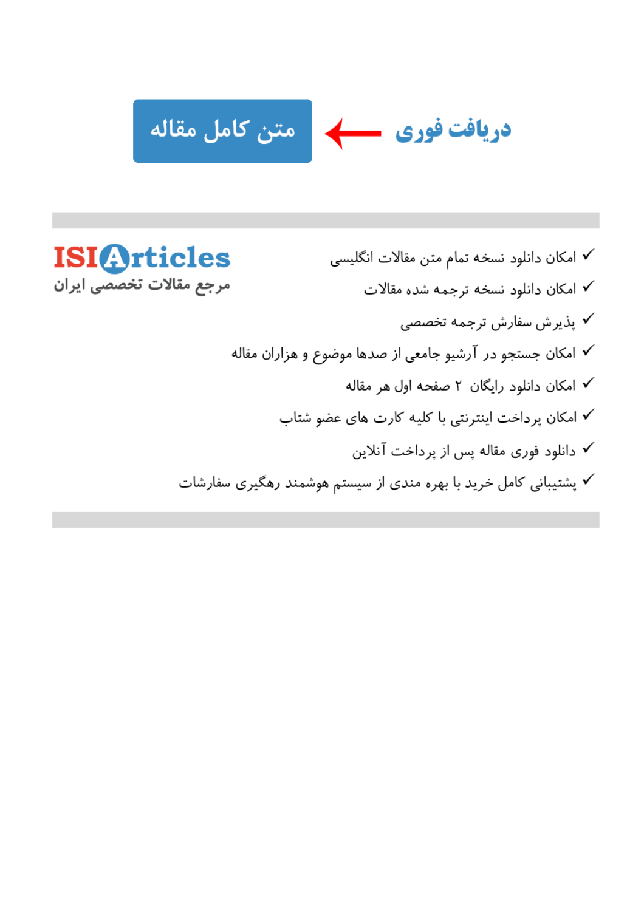**دریافت فوری** ← **متن کامل مقاله**

---

**ISIArticles**
**مرجع مقالات تخصصی ایران**

- ✓ امکان دانلود نسخه تمام متن مقالات انگلیسی
- ✓ امکان دانلود نسخه ترجمه شده مقالات
- ✓ پذیرش سفارش ترجمه تخصصی
- ✓ امکان جستجو در آرشیو جامعی از صدها موضوع و هزاران مقاله
- ✓ امکان دانلود رایگان ۲ صفحه اول هر مقاله
- ✓ امکان پرداخت اینترنتی با کلیه کارت های عضو شتاب
- ✓ دانلود فوری مقاله پس از پرداخت آنلاین
- ✓ پشتیبانی کامل خرید با بهره مندی از سیستم هوشمند رهگیری سفارشات

---